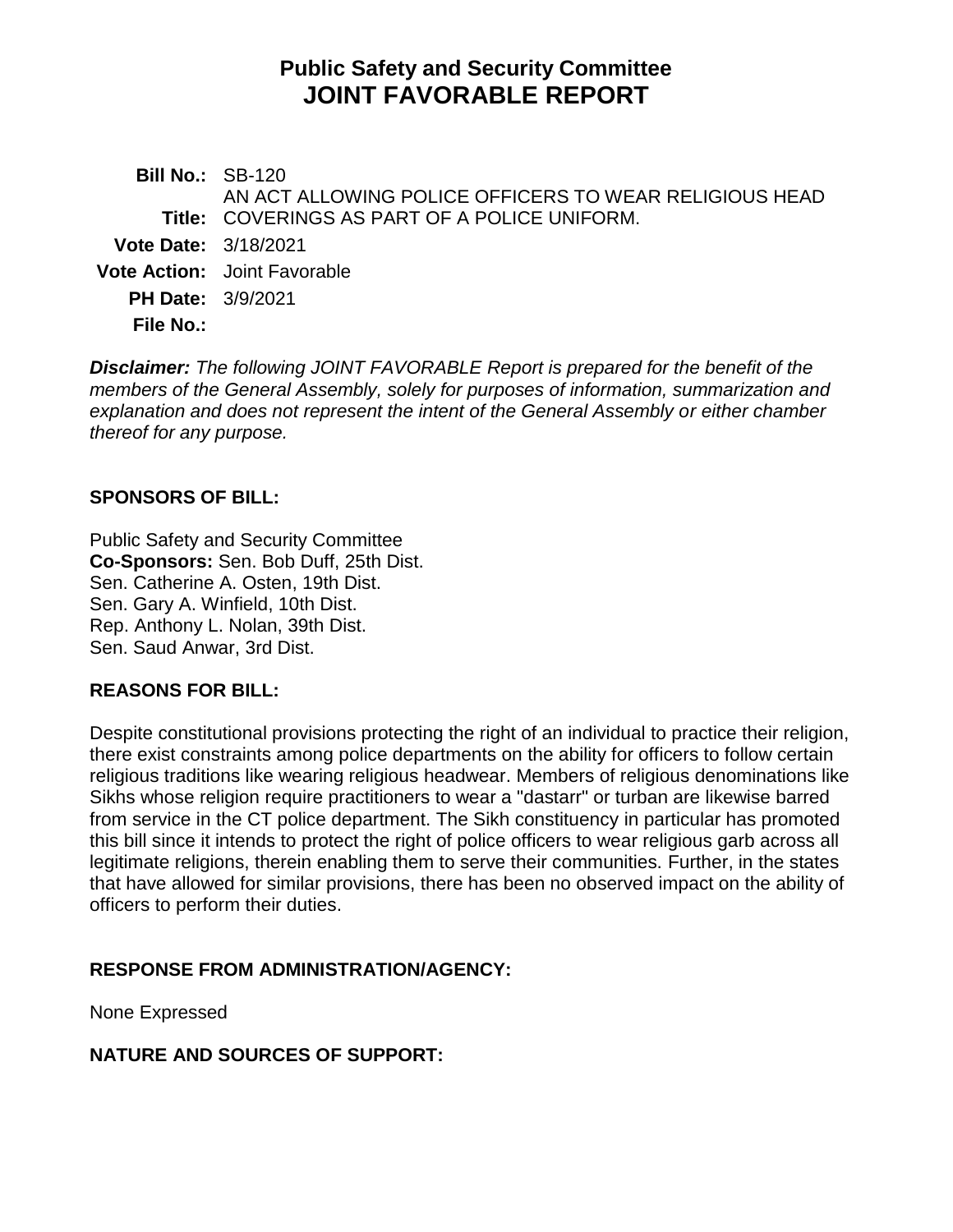# Public Safety and Security Committee
# JOINT FAVORABLE REPORT

| | |
|---|---|
| **Bill No.:** | SB-120 |
| **Title:** | AN ACT ALLOWING POLICE OFFICERS TO WEAR RELIGIOUS HEAD COVERINGS AS PART OF A POLICE UNIFORM. |
| **Vote Date:** | 3/18/2021 |
| **Vote Action:** | Joint Favorable |
| **PH Date:** | 3/9/2021 |
| **File No.:** | |

***Disclaimer:*** *The following JOINT FAVORABLE Report is prepared for the benefit of the members of the General Assembly, solely for purposes of information, summarization and explanation and does not represent the intent of the General Assembly or either chamber thereof for any purpose.*

**SPONSORS OF BILL:**

Public Safety and Security Committee
**Co-Sponsors:** Sen. Bob Duff, 25th Dist.
Sen. Catherine A. Osten, 19th Dist.
Sen. Gary A. Winfield, 10th Dist.
Rep. Anthony L. Nolan, 39th Dist.
Sen. Saud Anwar, 3rd Dist.

**REASONS FOR BILL:**

Despite constitutional provisions protecting the right of an individual to practice their religion, there exist constraints among police departments on the ability for officers to follow certain religious traditions like wearing religious headwear. Members of religious denominations like Sikhs whose religion require practitioners to wear a "dastarr" or turban are likewise barred from service in the CT police department. The Sikh constituency in particular has promoted this bill since it intends to protect the right of police officers to wear religious garb across all legitimate religions, therein enabling them to serve their communities. Further, in the states that have allowed for similar provisions, there has been no observed impact on the ability of officers to perform their duties.

**RESPONSE FROM ADMINISTRATION/AGENCY:**

None Expressed

**NATURE AND SOURCES OF SUPPORT:**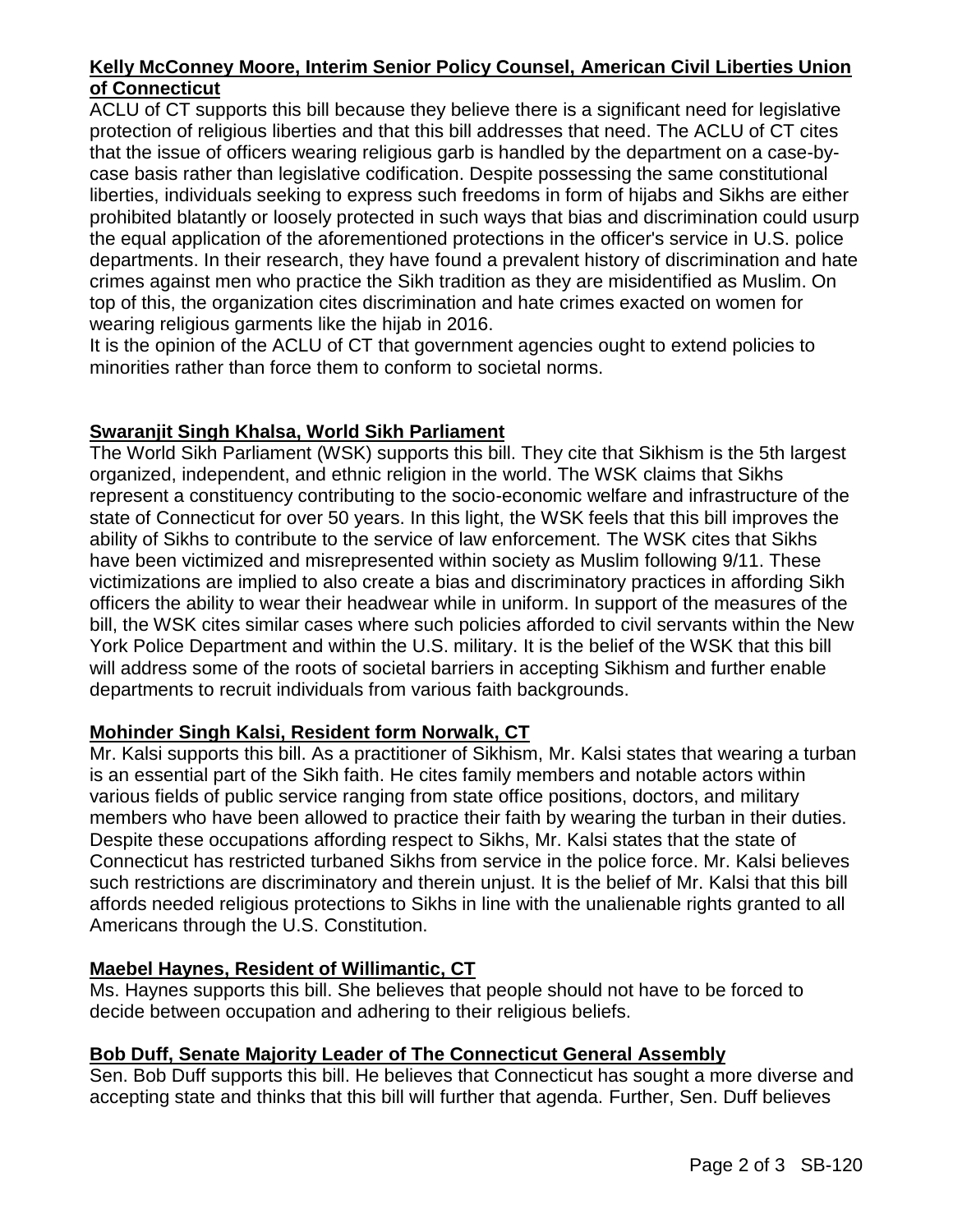**Kelly McConney Moore, Interim Senior Policy Counsel, American Civil Liberties Union of Connecticut**

ACLU of CT supports this bill because they believe there is a significant need for legislative protection of religious liberties and that this bill addresses that need. The ACLU of CT cites that the issue of officers wearing religious garb is handled by the department on a case-by-case basis rather than legislative codification. Despite possessing the same constitutional liberties, individuals seeking to express such freedoms in form of hijabs and Sikhs are either prohibited blatantly or loosely protected in such ways that bias and discrimination could usurp the equal application of the aforementioned protections in the officer's service in U.S. police departments. In their research, they have found a prevalent history of discrimination and hate crimes against men who practice the Sikh tradition as they are misidentified as Muslim. On top of this, the organization cites discrimination and hate crimes exacted on women for wearing religious garments like the hijab in 2016.

It is the opinion of the ACLU of CT that government agencies ought to extend policies to minorities rather than force them to conform to societal norms.

**Swaranjit Singh Khalsa, World Sikh Parliament**

The World Sikh Parliament (WSK) supports this bill. They cite that Sikhism is the 5th largest organized, independent, and ethnic religion in the world. The WSK claims that Sikhs represent a constituency contributing to the socio-economic welfare and infrastructure of the state of Connecticut for over 50 years. In this light, the WSK feels that this bill improves the ability of Sikhs to contribute to the service of law enforcement. The WSK cites that Sikhs have been victimized and misrepresented within society as Muslim following 9/11. These victimizations are implied to also create a bias and discriminatory practices in affording Sikh officers the ability to wear their headwear while in uniform. In support of the measures of the bill, the WSK cites similar cases where such policies afforded to civil servants within the New York Police Department and within the U.S. military. It is the belief of the WSK that this bill will address some of the roots of societal barriers in accepting Sikhism and further enable departments to recruit individuals from various faith backgrounds.

**Mohinder Singh Kalsi, Resident form Norwalk, CT**

Mr. Kalsi supports this bill. As a practitioner of Sikhism, Mr. Kalsi states that wearing a turban is an essential part of the Sikh faith. He cites family members and notable actors within various fields of public service ranging from state office positions, doctors, and military members who have been allowed to practice their faith by wearing the turban in their duties. Despite these occupations affording respect to Sikhs, Mr. Kalsi states that the state of Connecticut has restricted turbaned Sikhs from service in the police force. Mr. Kalsi believes such restrictions are discriminatory and therein unjust. It is the belief of Mr. Kalsi that this bill affords needed religious protections to Sikhs in line with the unalienable rights granted to all Americans through the U.S. Constitution.

**Maebel Haynes, Resident of Willimantic, CT**

Ms. Haynes supports this bill. She believes that people should not have to be forced to decide between occupation and adhering to their religious beliefs.

**Bob Duff, Senate Majority Leader of The Connecticut General Assembly**

Sen. Bob Duff supports this bill. He believes that Connecticut has sought a more diverse and accepting state and thinks that this bill will further that agenda. Further, Sen. Duff believes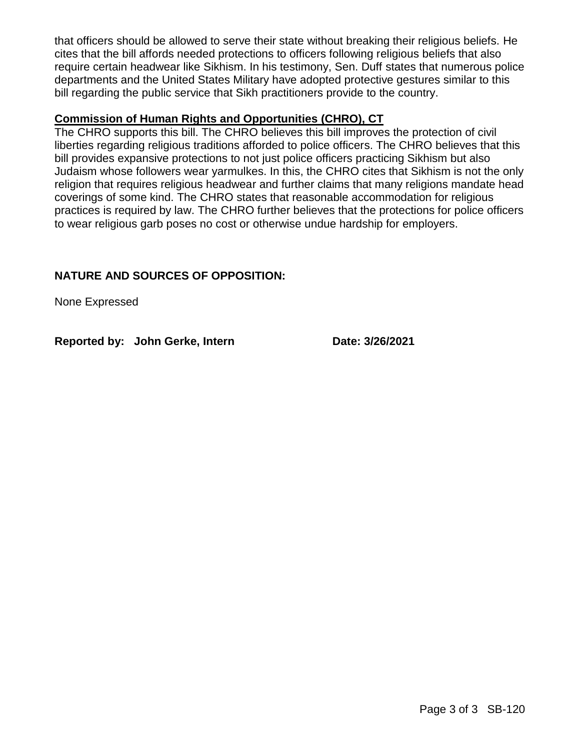that officers should be allowed to serve their state without breaking their religious beliefs. He cites that the bill affords needed protections to officers following religious beliefs that also require certain headwear like Sikhism. In his testimony, Sen. Duff states that numerous police departments and the United States Military have adopted protective gestures similar to this bill regarding the public service that Sikh practitioners provide to the country.

**Commission of Human Rights and Opportunities (CHRO), CT**

The CHRO supports this bill. The CHRO believes this bill improves the protection of civil liberties regarding religious traditions afforded to police officers. The CHRO believes that this bill provides expansive protections to not just police officers practicing Sikhism but also Judaism whose followers wear yarmulkes. In this, the CHRO cites that Sikhism is not the only religion that requires religious headwear and further claims that many religions mandate head coverings of some kind. The CHRO states that reasonable accommodation for religious practices is required by law. The CHRO further believes that the protections for police officers to wear religious garb poses no cost or otherwise undue hardship for employers.

**NATURE AND SOURCES OF OPPOSITION:**

None Expressed

**Reported by: John Gerke, Intern** **Date: 3/26/2021**